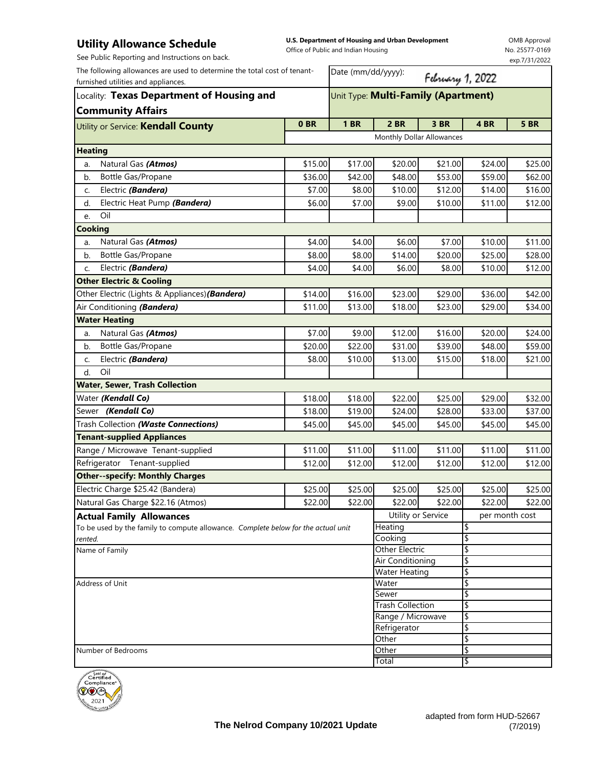# Utility Allowance Schedule

See Public Reporting and Instructions on back.

**U.S. Department of Housing and Urban Development**
Office of Public and Indian Housing

OMB Approval
No. 25577-0169
exp.7/31/2022

The following allowances are used to determine the total cost of tenant-furnished utilities and appliances.

Date (mm/dd/yyyy): February 1, 2022

Locality: **Texas Department of Housing and Community Affairs**

Unit Type: **Multi-Family (Apartment)**

| Utility or Service: **Kendall County** | 0 BR | 1 BR | 2 BR | 3 BR | 4 BR | 5 BR |
|---|---|---|---|---|---|---|
| | Monthly Dollar Allowances | | | | | |
| **Heating** | | | | | | |
| a. Natural Gas ***(Atmos)*** | $15.00 | $17.00 | $20.00 | $21.00 | $24.00 | $25.00 |
| b. Bottle Gas/Propane | $36.00 | $42.00 | $48.00 | $53.00 | $59.00 | $62.00 |
| c. Electric ***(Bandera)*** | $7.00 | $8.00 | $10.00 | $12.00 | $14.00 | $16.00 |
| d. Electric Heat Pump ***(Bandera)*** | $6.00 | $7.00 | $9.00 | $10.00 | $11.00 | $12.00 |
| e. Oil | | | | | | |
| **Cooking** | | | | | | |
| a. Natural Gas ***(Atmos)*** | $4.00 | $4.00 | $6.00 | $7.00 | $10.00 | $11.00 |
| b. Bottle Gas/Propane | $8.00 | $8.00 | $14.00 | $20.00 | $25.00 | $28.00 |
| c. Electric ***(Bandera)*** | $4.00 | $4.00 | $6.00 | $8.00 | $10.00 | $12.00 |
| **Other Electric & Cooling** | | | | | | |
| Other Electric (Lights & Appliances) ***(Bandera)*** | $14.00 | $16.00 | $23.00 | $29.00 | $36.00 | $42.00 |
| Air Conditioning ***(Bandera)*** | $11.00 | $13.00 | $18.00 | $23.00 | $29.00 | $34.00 |
| **Water Heating** | | | | | | |
| a. Natural Gas ***(Atmos)*** | $7.00 | $9.00 | $12.00 | $16.00 | $20.00 | $24.00 |
| b. Bottle Gas/Propane | $20.00 | $22.00 | $31.00 | $39.00 | $48.00 | $59.00 |
| c. Electric ***(Bandera)*** | $8.00 | $10.00 | $13.00 | $15.00 | $18.00 | $21.00 |
| d. Oil | | | | | | |
| **Water, Sewer, Trash Collection** | | | | | | |
| Water ***(Kendall Co)*** | $18.00 | $18.00 | $22.00 | $25.00 | $29.00 | $32.00 |
| Sewer ***(Kendall Co)*** | $18.00 | $19.00 | $24.00 | $28.00 | $33.00 | $37.00 |
| Trash Collection ***(Waste Connections)*** | $45.00 | $45.00 | $45.00 | $45.00 | $45.00 | $45.00 |
| **Tenant-supplied Appliances** | | | | | | |
| Range / Microwave Tenant-supplied | $11.00 | $11.00 | $11.00 | $11.00 | $11.00 | $11.00 |
| Refrigerator Tenant-supplied | $12.00 | $12.00 | $12.00 | $12.00 | $12.00 | $12.00 |
| **Other--specify: Monthly Charges** | | | | | | |
| Electric Charge $25.42 (Bandera) | $25.00 | $25.00 | $25.00 | $25.00 | $25.00 | $25.00 |
| Natural Gas Charge $22.16 (Atmos) | $22.00 | $22.00 | $22.00 | $22.00 | $22.00 | $22.00 |

**Actual Family Allowances**

To be used by the family to compute allowance. *Complete below for the actual unit rented.*

Name of Family

Address of Unit

Number of Bedrooms

| Utility or Service | per month cost |
|---|---|
| Heating | $ |
| Cooking | $ |
| Other Electric | $ |
| Air Conditioning | $ |
| Water Heating | $ |
| Water | $ |
| Sewer | $ |
| Trash Collection | $ |
| Range / Microwave | $ |
| Refrigerator | $ |
| Other | $ |
| Other | $ |
| Total | $ |

Seal of Certified Compliance 2021

**The Nelrod Company 10/2021 Update**

adapted from form HUD-52667 (7/2019)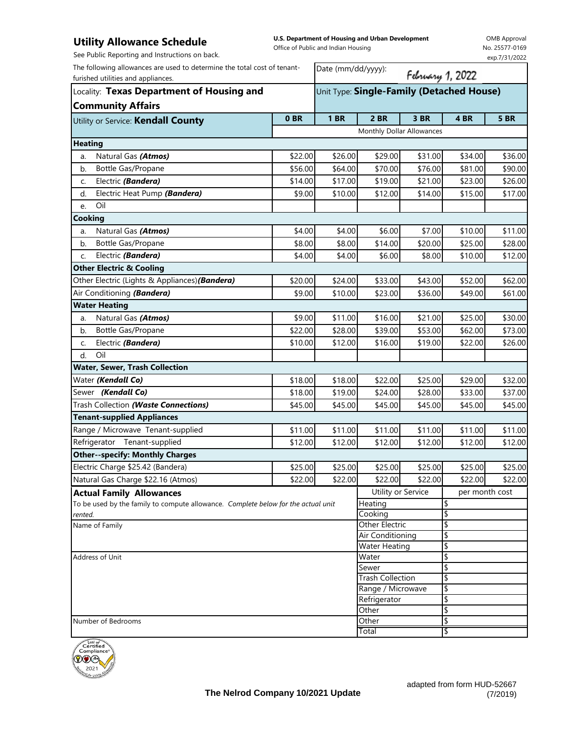## Utility Allowance Schedule

See Public Reporting and Instructions on back.

**U.S. Department of Housing and Urban Development**
Office of Public and Indian Housing

OMB Approval
No. 25577-0169
exp.7/31/2022

The following allowances are used to determine the total cost of tenant-furnished utilities and appliances.

Date (mm/dd/yyyy): February 1, 2022

Locality: **Texas Department of Housing and Community Affairs**

Unit Type: **Single-Family (Detached House)**

| Utility or Service: **Kendall County** | 0 BR | 1 BR | 2 BR | 3 BR | 4 BR | 5 BR |
|---|---|---|---|---|---|---|
| | Monthly Dollar Allowances | | | | | |
| **Heating** | | | | | | |
| a. Natural Gas ***(Atmos)*** | $22.00 | $26.00 | $29.00 | $31.00 | $34.00 | $36.00 |
| b. Bottle Gas/Propane | $56.00 | $64.00 | $70.00 | $76.00 | $81.00 | $90.00 |
| c. Electric ***(Bandera)*** | $14.00 | $17.00 | $19.00 | $21.00 | $23.00 | $26.00 |
| d. Electric Heat Pump ***(Bandera)*** | $9.00 | $10.00 | $12.00 | $14.00 | $15.00 | $17.00 |
| e. Oil | | | | | | |
| **Cooking** | | | | | | |
| a. Natural Gas ***(Atmos)*** | $4.00 | $4.00 | $6.00 | $7.00 | $10.00 | $11.00 |
| b. Bottle Gas/Propane | $8.00 | $8.00 | $14.00 | $20.00 | $25.00 | $28.00 |
| c. Electric ***(Bandera)*** | $4.00 | $4.00 | $6.00 | $8.00 | $10.00 | $12.00 |
| **Other Electric & Cooling** | | | | | | |
| Other Electric (Lights & Appliances)***(Bandera)*** | $20.00 | $24.00 | $33.00 | $43.00 | $52.00 | $62.00 |
| Air Conditioning ***(Bandera)*** | $9.00 | $10.00 | $23.00 | $36.00 | $49.00 | $61.00 |
| **Water Heating** | | | | | | |
| a. Natural Gas ***(Atmos)*** | $9.00 | $11.00 | $16.00 | $21.00 | $25.00 | $30.00 |
| b. Bottle Gas/Propane | $22.00 | $28.00 | $39.00 | $53.00 | $62.00 | $73.00 |
| c. Electric ***(Bandera)*** | $10.00 | $12.00 | $16.00 | $19.00 | $22.00 | $26.00 |
| d. Oil | | | | | | |
| **Water, Sewer, Trash Collection** | | | | | | |
| Water ***(Kendall Co)*** | $18.00 | $18.00 | $22.00 | $25.00 | $29.00 | $32.00 |
| Sewer ***(Kendall Co)*** | $18.00 | $19.00 | $24.00 | $28.00 | $33.00 | $37.00 |
| Trash Collection ***(Waste Connections)*** | $45.00 | $45.00 | $45.00 | $45.00 | $45.00 | $45.00 |
| **Tenant-supplied Appliances** | | | | | | |
| Range / Microwave Tenant-supplied | $11.00 | $11.00 | $11.00 | $11.00 | $11.00 | $11.00 |
| Refrigerator Tenant-supplied | $12.00 | $12.00 | $12.00 | $12.00 | $12.00 | $12.00 |
| **Other--specify: Monthly Charges** | | | | | | |
| Electric Charge $25.42 (Bandera) | $25.00 | $25.00 | $25.00 | $25.00 | $25.00 | $25.00 |
| Natural Gas Charge $22.16 (Atmos) | $22.00 | $22.00 | $22.00 | $22.00 | $22.00 | $22.00 |

### Actual Family Allowances

To be used by the family to compute allowance. *Complete below for the actual unit rented.*

Name of Family

Address of Unit

Number of Bedrooms

| Utility or Service | per month cost |
|---|---|
| Heating | $ |
| Cooking | $ |
| Other Electric | $ |
| Air Conditioning | $ |
| Water Heating | $ |
| Water | $ |
| Sewer | $ |
| Trash Collection | $ |
| Range / Microwave | $ |
| Refrigerator | $ |
| Other | $ |
| Other | $ |
| Total | $ |

Seal of Certified Compliance 2021

**The Nelrod Company 10/2021 Update**

adapted from form HUD-52667 (7/2019)